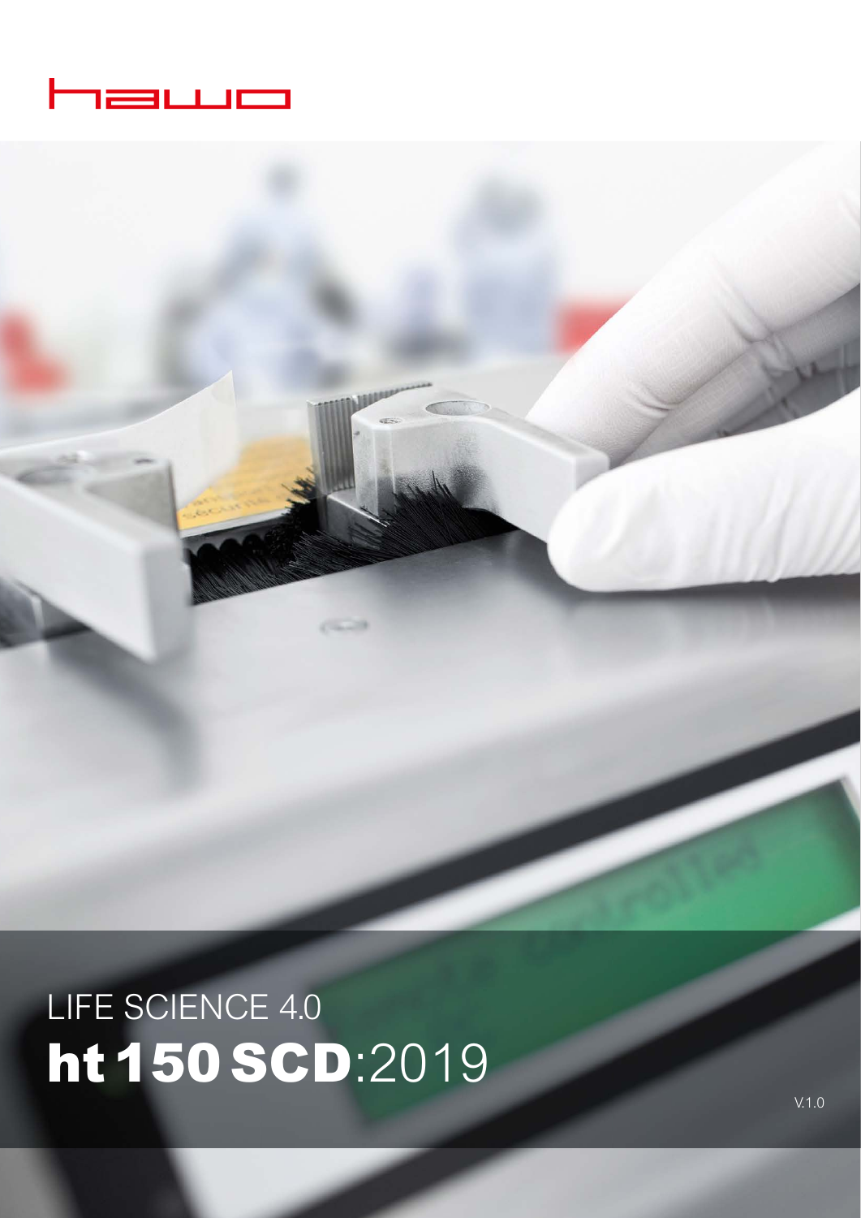hawo

LIFE SCIENCE 4.0

# ht 150 SCD:2019

V.1.0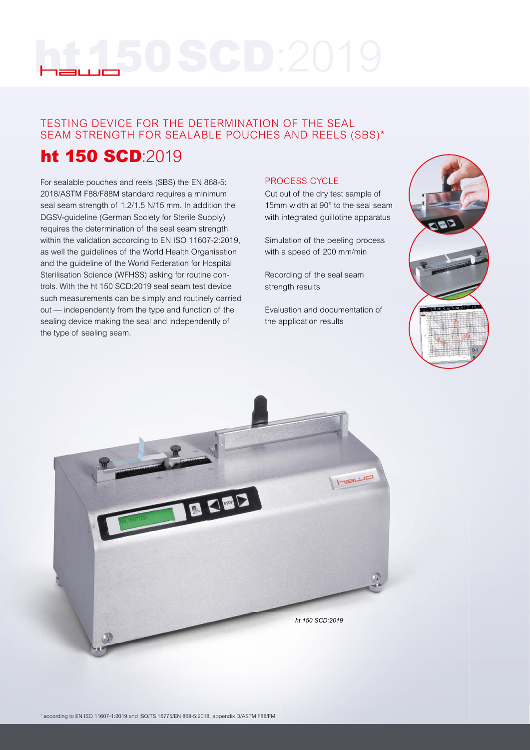# ht 150 SCD:2019

## TESTING DEVICE FOR THE DETERMINATION OF THE SEAL SEAM STRENGTH FOR SEALABLE POUCHES AND REELS (SBS)*

## ht 150 SCD:2019

For sealable pouches and reels (SBS) the EN 868-5: 2018/ASTM F88/F88M standard requires a minimum seal seam strength of 1.2/1.5 N/15 mm. In addition the DGSV-guideline (German Society for Sterile Supply) requires the determination of the seal seam strength within the validation according to EN ISO 11607-2:2019, as well the guidelines of the World Health Organisation and the guideline of the World Federation for Hospital Sterilisation Science (WFHSS) asking for routine controls. With the ht 150 SCD:2019 seal seam test device such measurements can be simply and routinely carried out — independently from the type and function of the sealing device making the seal and independently of the type of sealing seam.

### PROCESS CYCLE

Cut out of the dry test sample of 15mm width at 90° to the seal seam with integrated guillotine apparatus

Simulation of the peeling process with a speed of 200 mm/min

Recording of the seal seam strength results

Evaluation and documentation of the application results

*ht 150 SCD:2019*

[1] according to EN ISO 11607-1:2019 and ISO/TS 16775/EN 868-5:2018, appendix D/ASTM F88/FM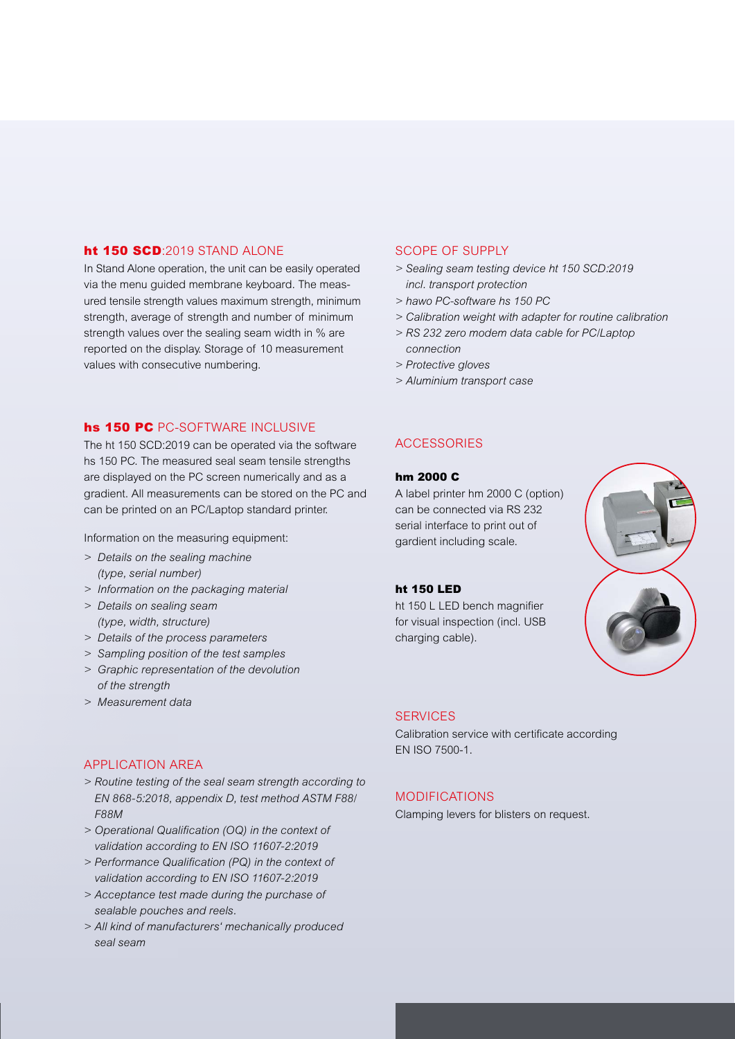## **ht 150 SCD**:2019 STAND ALONE

In Stand Alone operation, the unit can be easily operated via the menu guided membrane keyboard. The measured tensile strength values maximum strength, minimum strength, average of strength and number of minimum strength values over the sealing seam width in % are reported on the display. Storage of 10 measurement values with consecutive numbering.

## **hs 150 PC** PC-SOFTWARE INCLUSIVE

The ht 150 SCD:2019 can be operated via the software hs 150 PC. The measured seal seam tensile strengths are displayed on the PC screen numerically and as a gradient. All measurements can be stored on the PC and can be printed on an PC/Laptop standard printer.

Information on the measuring equipment:

> *Details on the sealing machine (type, serial number)*
> *Information on the packaging material*
> *Details on sealing seam (type, width, structure)*
> *Details of the process parameters*
> *Sampling position of the test samples*
> *Graphic representation of the devolution of the strength*
> *Measurement data*

## APPLICATION AREA

> *Routine testing of the seal seam strength according to EN 868-5:2018, appendix D, test method ASTM F88/F88M*
> *Operational Qualification (OQ) in the context of validation according to EN ISO 11607-2:2019*
> *Performance Qualification (PQ) in the context of validation according to EN ISO 11607-2:2019*
> *Acceptance test made during the purchase of sealable pouches and reels.*
> *All kind of manufacturers' mechanically produced seal seam*

## SCOPE OF SUPPLY

> *Sealing seam testing device ht 150 SCD:2019 incl. transport protection*
> *hawo PC-software hs 150 PC*
> *Calibration weight with adapter for routine calibration*
> *RS 232 zero modem data cable for PC/Laptop connection*
> *Protective gloves*
> *Aluminium transport case*

## ACCESSORIES

### **hm 2000 C**

A label printer hm 2000 C (option) can be connected via RS 232 serial interface to print out of gardient including scale.

### **ht 150 LED**

ht 150 L LED bench magnifier for visual inspection (incl. USB charging cable).

## SERVICES

Calibration service with certificate according EN ISO 7500-1.

## MODIFICATIONS

Clamping levers for blisters on request.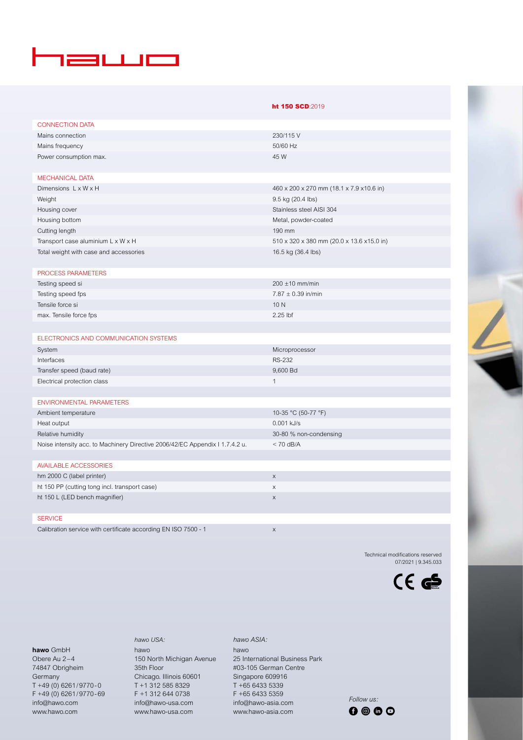hawo

| | **ht 150 SCD**:2019 |
|---|---|
| **CONNECTION DATA** | |
| Mains connection | 230/115 V |
| Mains frequency | 50/60 Hz |
| Power consumption max. | 45 W |
| **MECHANICAL DATA** | |
| Dimensions L x W x H | 460 x 200 x 270 mm (18.1 x 7.9 x10.6 in) |
| Weight | 9.5 kg (20.4 lbs) |
| Housing cover | Stainless steel AISI 304 |
| Housing bottom | Metal, powder-coated |
| Cutting length | 190 mm |
| Transport case aluminium L x W x H | 510 x 320 x 380 mm (20.0 x 13.6 x15.0 in) |
| Total weight with case and accessories | 16.5 kg (36.4 lbs) |
| **PROCESS PARAMETERS** | |
| Testing speed si | 200 ±10 mm/min |
| Testing speed fps | 7.87 ± 0.39 in/min |
| Tensile force si | 10 N |
| max. Tensile force fps | 2.25 lbf |
| **ELECTRONICS AND COMMUNICATION SYSTEMS** | |
| System | Microprocessor |
| Interfaces | RS-232 |
| Transfer speed (baud rate) | 9,600 Bd |
| Electrical protection class | 1 |
| **ENVIRONMENTAL PARAMETERS** | |
| Ambient temperature | 10-35 °C (50-77 °F) |
| Heat output | 0.001 kJ/s |
| Relative humidity | 30-80 % non-condensing |
| Noise intensity acc. to Machinery Directive 2006/42/EC Appendix I 1.7.4.2 u. | < 70 dB/A |
| **AVAILABLE ACCESSORIES** | |
| hm 2000 C (label printer) | x |
| ht 150 PP (cutting tong incl. transport case) | x |
| ht 150 L (LED bench magnifier) | x |
| **SERVICE** | |
| Calibration service with certificate according EN ISO 7500 - 1 | x |

Technical modifications reserved
07/2021 | 9.345.033

**hawo** GmbH
Obere Au 2 – 4
74847 Obrigheim
Germany
T +49 (0) 6261/9770-0
F +49 (0) 6261/9770-69
info@hawo.com
www.hawo.com

*hawo USA:*
hawo
150 North Michigan Avenue
35th Floor
Chicago, Illinois 60601
T +1 312 585 8329
F +1 312 644 0738
info@hawo-usa.com
www.hawo-usa.com

*hawo ASIA:*
hawo
25 International Business Park
#03-105 German Centre
Singapore 609916
T +65 6433 5339
F +65 6433 5359
info@hawo-asia.com
www.hawo-asia.com

*Follow us:*